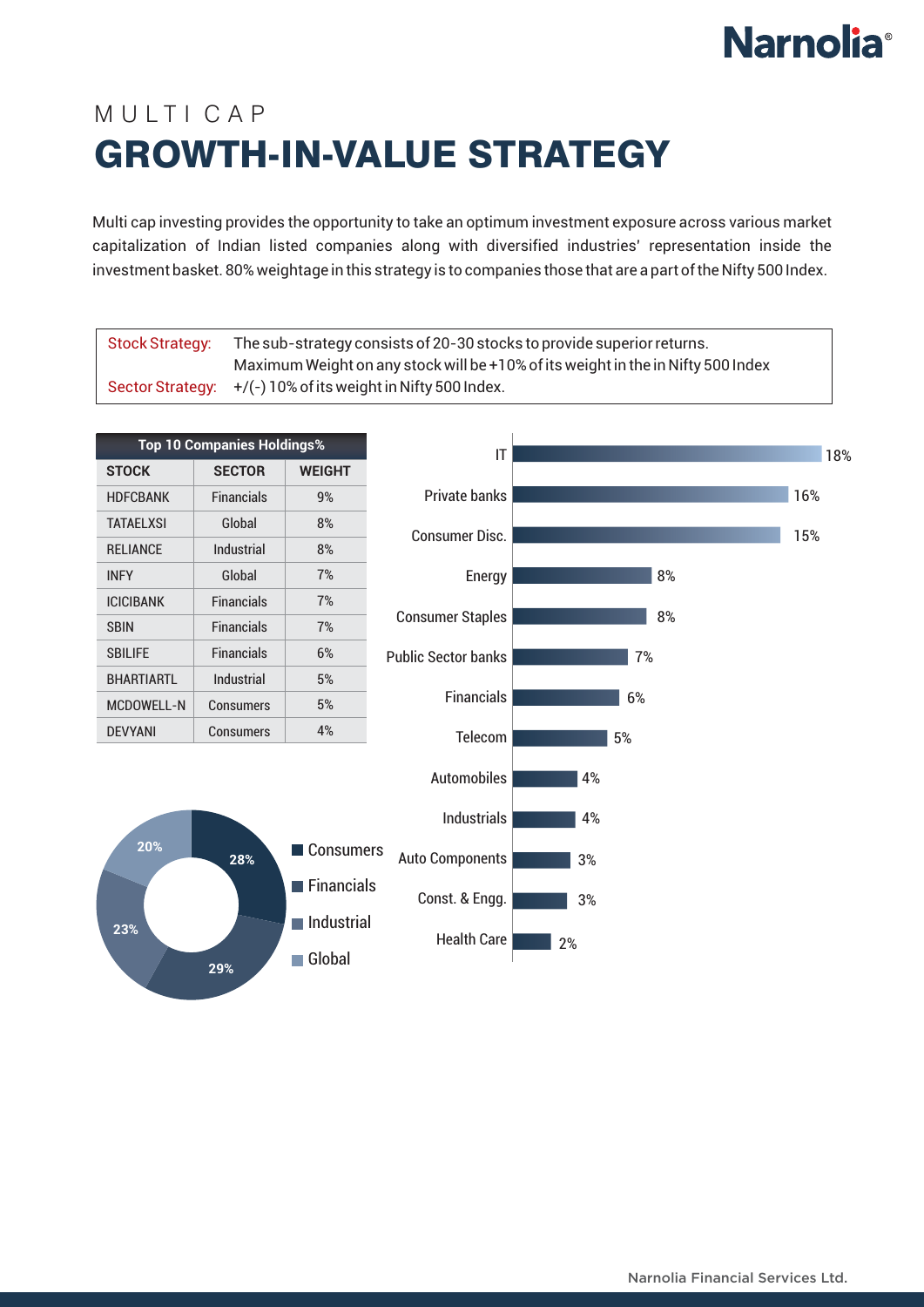# MULTI CAP

## GROWTH-IN-VALUE STRATEGY

Multi cap investing provides the opportunity to take an optimum investment exposure across various market capitalization of Indian listed companies along with diversified industries' representation inside the investment basket. 80% weightage in this strategy is to companies those that are a part of the Nifty 500 Index.

| | |
|---|---|
| Stock Strategy: | The sub-strategy consists of 20-30 stocks to provide superior returns. Maximum Weight on any stock will be +10% of its weight in the in Nifty 500 Index |
| Sector Strategy: | +/(-) 10% of its weight in Nifty 500 Index. |

**Top 10 Companies Holdings%**

| STOCK | SECTOR | WEIGHT |
|---|---|---|
| HDFCBANK | Financials | 9% |
| TATAELXSI | Global | 8% |
| RELIANCE | Industrial | 8% |
| INFY | Global | 7% |
| ICICIBANK | Financials | 7% |
| SBIN | Financials | 7% |
| SBILIFE | Financials | 6% |
| BHARTIARTL | Industrial | 5% |
| MCDOWELL-N | Consumers | 5% |
| DEVYANI | Consumers | 4% |

| Sector | Weight |
|---|---|
| IT | 18% |
| Private banks | 16% |
| Consumer Disc. | 15% |
| Energy | 8% |
| Consumer Staples | 8% |
| Public Sector banks | 7% |
| Financials | 6% |
| Telecom | 5% |
| Automobiles | 4% |
| Industrials | 4% |
| Auto Components | 3% |
| Const. & Engg. | 3% |
| Health Care | 2% |

| Category | Weight |
|---|---|
| Consumers | 28% |
| Financials | 29% |
| Industrial | 23% |
| Global | 20% |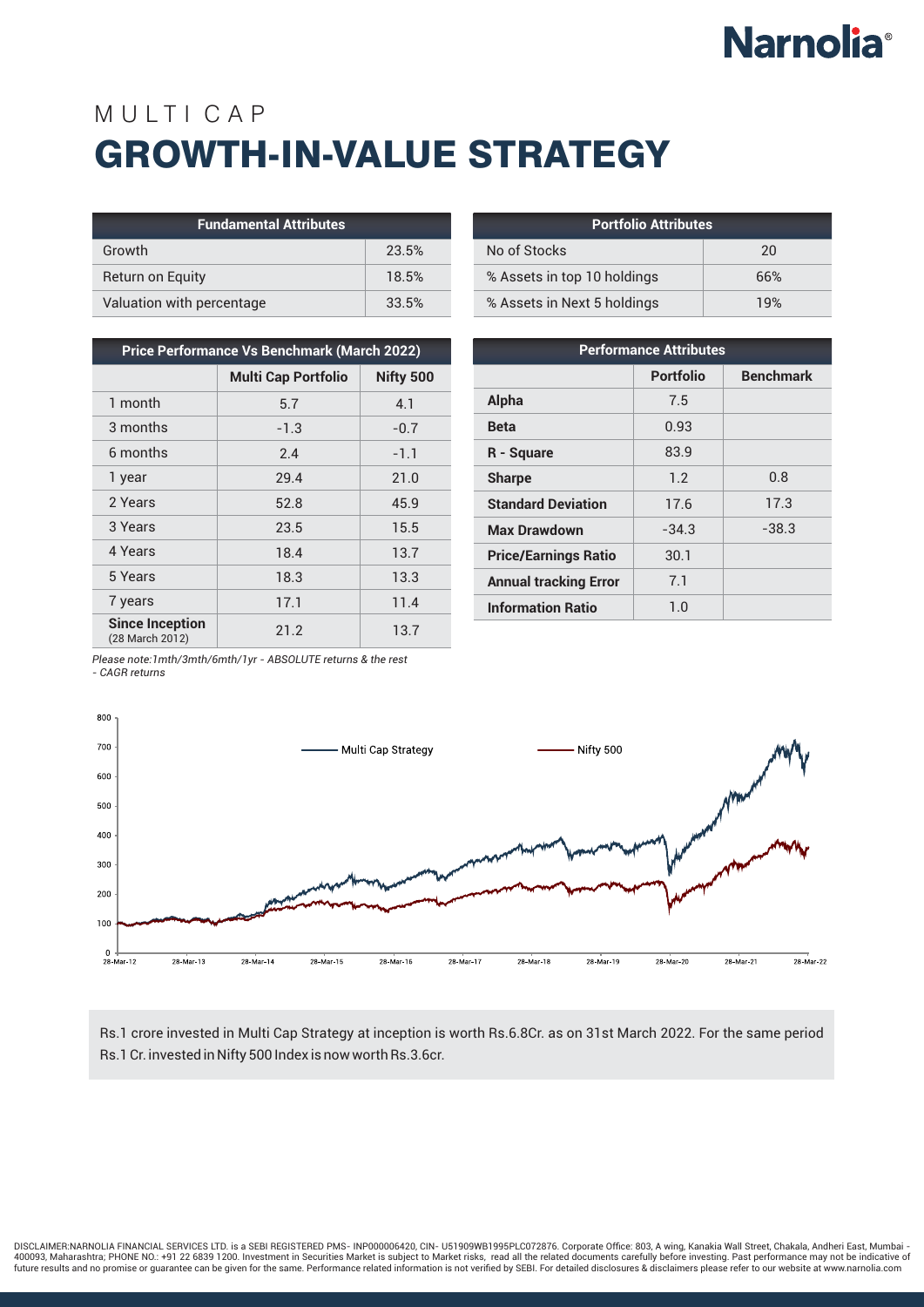# MULTI CAP
# GROWTH-IN-VALUE STRATEGY

| Fundamental Attributes | |
|---|---|
| Growth | 23.5% |
| Return on Equity | 18.5% |
| Valuation with percentage | 33.5% |

| Portfolio Attributes | |
|---|---|
| No of Stocks | 20 |
| % Assets in top 10 holdings | 66% |
| % Assets in Next 5 holdings | 19% |

| Price Performance Vs Benchmark (March 2022) | Multi Cap Portfolio | Nifty 500 |
|---|---|---|
| 1 month | 5.7 | 4.1 |
| 3 months | -1.3 | -0.7 |
| 6 months | 2.4 | -1.1 |
| 1 year | 29.4 | 21.0 |
| 2 Years | 52.8 | 45.9 |
| 3 Years | 23.5 | 15.5 |
| 4 Years | 18.4 | 13.7 |
| 5 Years | 18.3 | 13.3 |
| 7 years | 17.1 | 11.4 |
| **Since Inception** (28 March 2012) | 21.2 | 13.7 |

*Please note:1mth/3mth/6mth/1yr - ABSOLUTE returns & the rest - CAGR returns*

| Performance Attributes | Portfolio | Benchmark |
|---|---|---|
| **Alpha** | 7.5 | |
| **Beta** | 0.93 | |
| **R - Square** | 83.9 | |
| **Sharpe** | 1.2 | 0.8 |
| **Standard Deviation** | 17.6 | 17.3 |
| **Max Drawdown** | -34.3 | -38.3 |
| **Price/Earnings Ratio** | 30.1 | |
| **Annual tracking Error** | 7.1 | |
| **Information Ratio** | 1.0 | |

Multi Cap Strategy
Nifty 500

800
700
600
500
400
300
200
100
0

28-Mar-12 28-Mar-13 28-Mar-14 28-Mar-15 28-Mar-16 28-Mar-17 28-Mar-18 28-Mar-19 28-Mar-20 28-Mar-21 28-Mar-22

Rs.1 crore invested in Multi Cap Strategy at inception is worth Rs.6.8Cr. as on 31st March 2022. For the same period Rs.1 Cr. invested in Nifty 500 Index is now worth Rs.3.6cr.

DISCLAIMER:NARNOLIA FINANCIAL SERVICES LTD. is a SEBI REGISTERED PMS- INP000006420, CIN- U51909WB1995PLC072876. Corporate Office: 803, A wing, Kanakia Wall Street, Chakala, Andheri East, Mumbai - 400093, Maharashtra; PHONE NO.: +91 22 6839 1200. Investment in Securities Market is subject to Market risks, read all the related documents carefully before investing. Past performance may not be indicative of future results and no promise or guarantee can be given for the same. Performance related information is not verified by SEBI. For detailed disclosures & disclaimers please refer to our website at www.narnolia.com